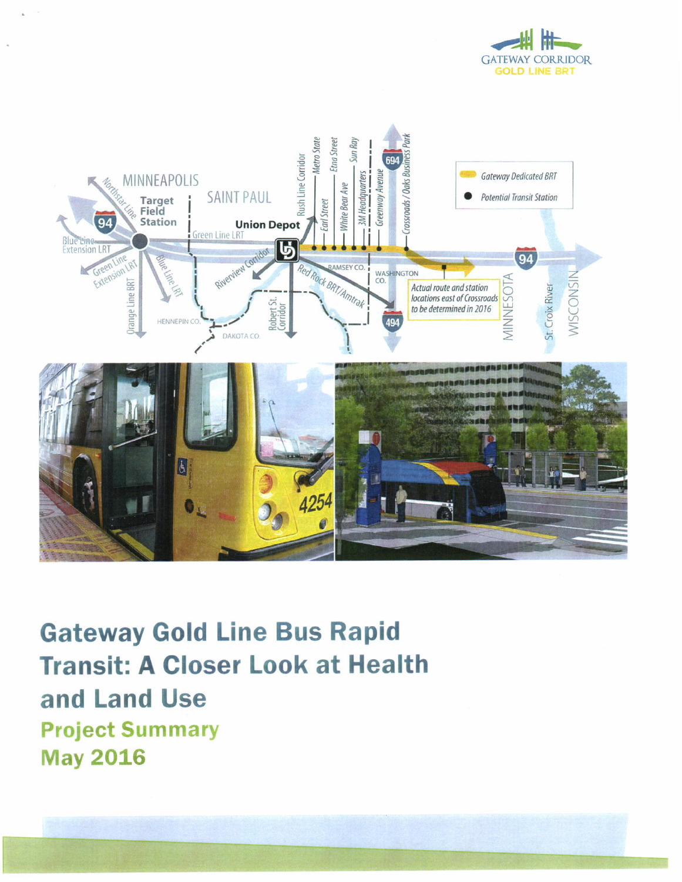GATEWAY CORRIDOR
GOLD LINE BRT

MINNEAPOLIS
SAINT PAUL
Target Field Station
Union Depot
Northstar Line
94
Blue Line Extension LRT
Green Line Extension LRT
Blue Line LRT
Orange Line BRT
Green Line LRT
Riverview Corridor
Robert St. Corridor
Red Rock BRT/Amtrak
Rush Line Corridor
Metro State
Earl Street
Etna Street
White Bear Ave
Sun Ray
3M Headquarters
Greenway Avenue
Crossroads / Oaks Business Park
694
494
HENNEPIN CO.
DAKOTA CO.
RAMSEY CO.
WASHINGTON CO.
Actual route and station locations east of Crossroads to be determined in 2016
MINNESOTA
St. Croix River
WISCONSIN
Gateway Dedicated BRT
Potential Transit Station

# Gateway Gold Line Bus Rapid Transit: A Closer Look at Health and Land Use

## Project Summary

## May 2016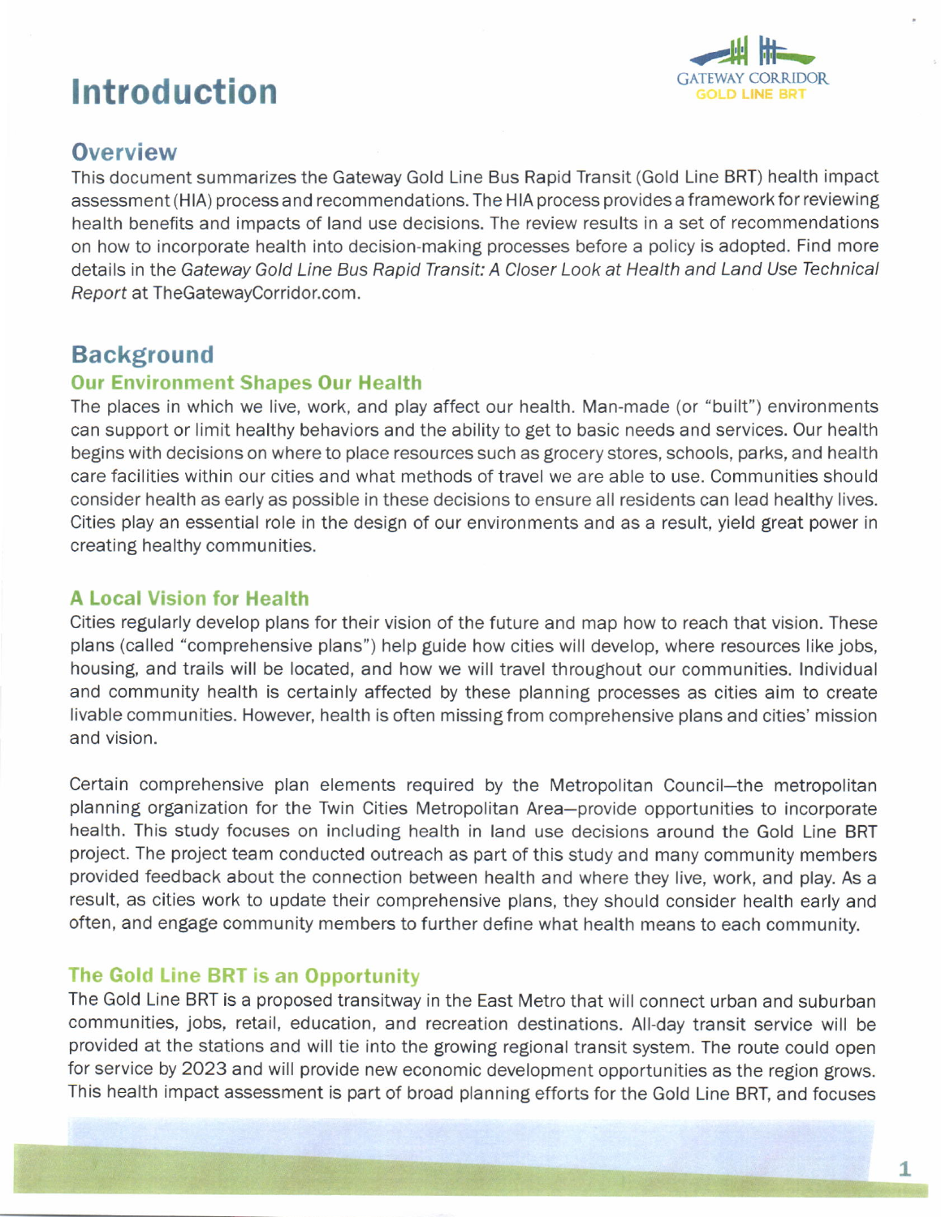# Introduction

GATEWAY CORRIDOR
GOLD LINE BRT

## Overview

This document summarizes the Gateway Gold Line Bus Rapid Transit (Gold Line BRT) health impact assessment (HIA) process and recommendations. The HIA process provides a framework for reviewing health benefits and impacts of land use decisions. The review results in a set of recommendations on how to incorporate health into decision-making processes before a policy is adopted. Find more details in the *Gateway Gold Line Bus Rapid Transit: A Closer Look at Health and Land Use Technical Report* at TheGatewayCorridor.com.

## Background

### Our Environment Shapes Our Health

The places in which we live, work, and play affect our health. Man-made (or "built") environments can support or limit healthy behaviors and the ability to get to basic needs and services. Our health begins with decisions on where to place resources such as grocery stores, schools, parks, and health care facilities within our cities and what methods of travel we are able to use. Communities should consider health as early as possible in these decisions to ensure all residents can lead healthy lives. Cities play an essential role in the design of our environments and as a result, yield great power in creating healthy communities.

### A Local Vision for Health

Cities regularly develop plans for their vision of the future and map how to reach that vision. These plans (called "comprehensive plans") help guide how cities will develop, where resources like jobs, housing, and trails will be located, and how we will travel throughout our communities. Individual and community health is certainly affected by these planning processes as cities aim to create livable communities. However, health is often missing from comprehensive plans and cities' mission and vision.

Certain comprehensive plan elements required by the Metropolitan Council–the metropolitan planning organization for the Twin Cities Metropolitan Area–provide opportunities to incorporate health. This study focuses on including health in land use decisions around the Gold Line BRT project. The project team conducted outreach as part of this study and many community members provided feedback about the connection between health and where they live, work, and play. As a result, as cities work to update their comprehensive plans, they should consider health early and often, and engage community members to further define what health means to each community.

### The Gold Line BRT is an Opportunity

The Gold Line BRT is a proposed transitway in the East Metro that will connect urban and suburban communities, jobs, retail, education, and recreation destinations. All-day transit service will be provided at the stations and will tie into the growing regional transit system. The route could open for service by 2023 and will provide new economic development opportunities as the region grows. This health impact assessment is part of broad planning efforts for the Gold Line BRT, and focuses